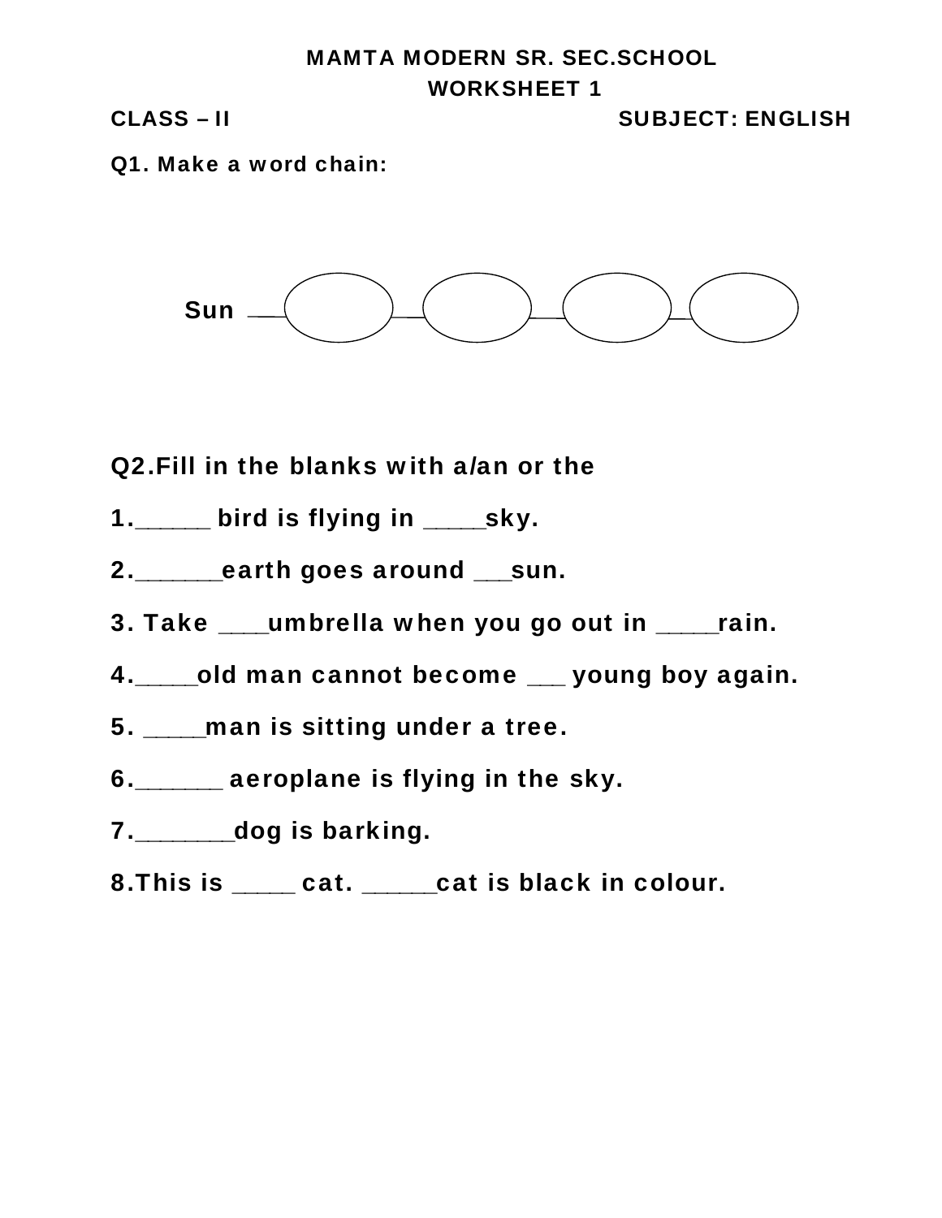# MAMTA MODERN SR. SEC.SCHOOL

## WORKSHEET 1

**CLASS – II** **SUBJECT: ENGLISH**

**Q1. Make a word chain:**

Sun

**Q2.Fill in the blanks with a/an or the**

1._____ bird is flying in ____sky.

2.______earth goes around __sun.

3. Take ___umbrella when you go out in ____rain.

4.____old man cannot become __ young boy again.

5. ____man is sitting under a tree.

6.______ aeroplane is flying in the sky.

7._______dog is barking.

8.This is ____ cat. _____cat is black in colour.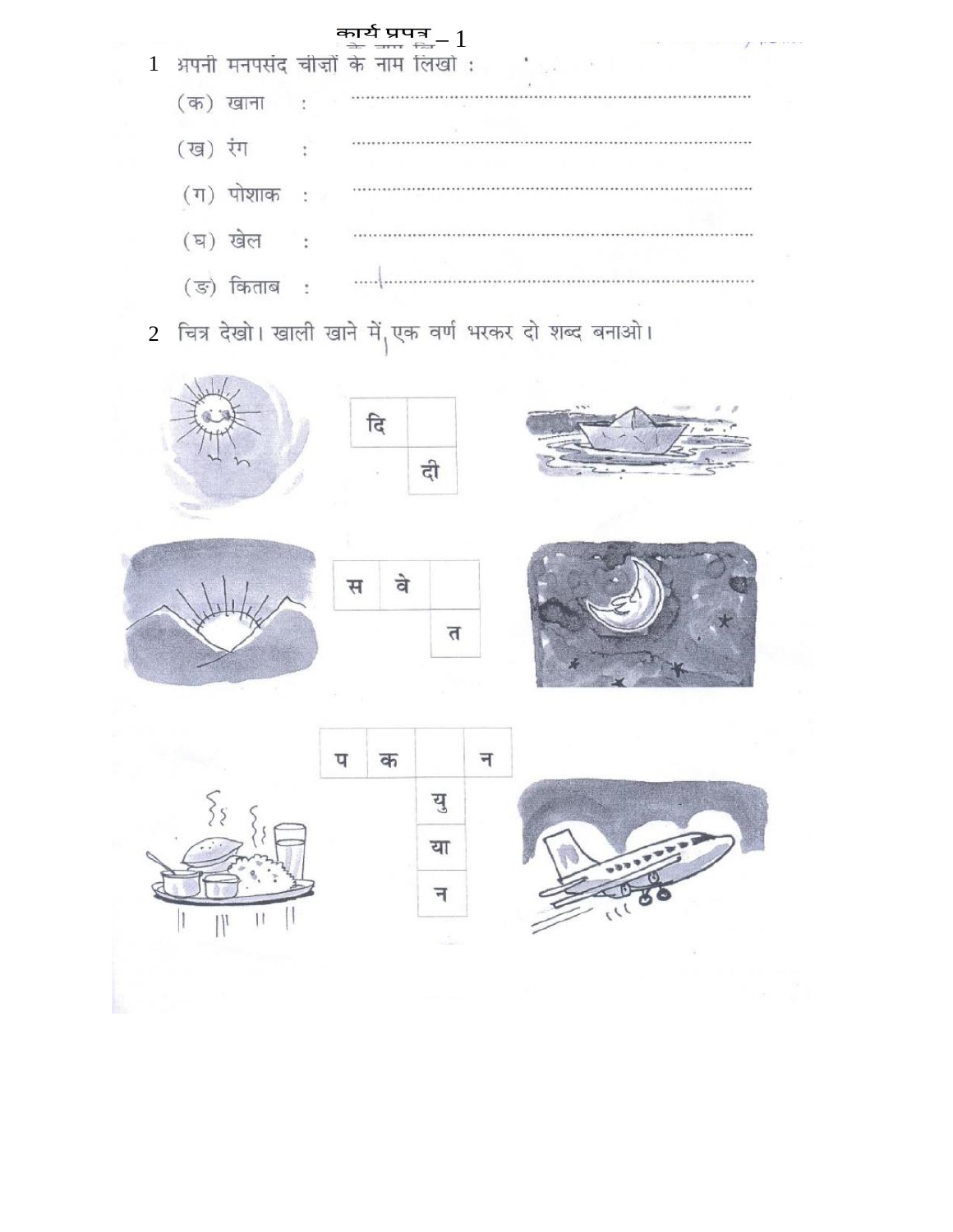# कार्य प्रपत्र – 1

1 अपनी मनपसंद चीज़ों के नाम लिखो :

(क) खाना : ..........................................................................

(ख) रंग : ..........................................................................

(ग) पोशाक : ..........................................................................

(घ) खेल : ..........................................................................

(ङ) किताब : ..........................................................................

2 चित्र देखो। खाली खाने में एक वर्ण भरकर दो शब्द बनाओ।

| दि | |
|---|---|
| | दी |

| स | वे | |
|---|---|---|
| | | त |

| प | क | | न |
|---|---|---|---|
| | | यु | |
| | | या | |
| | | न | |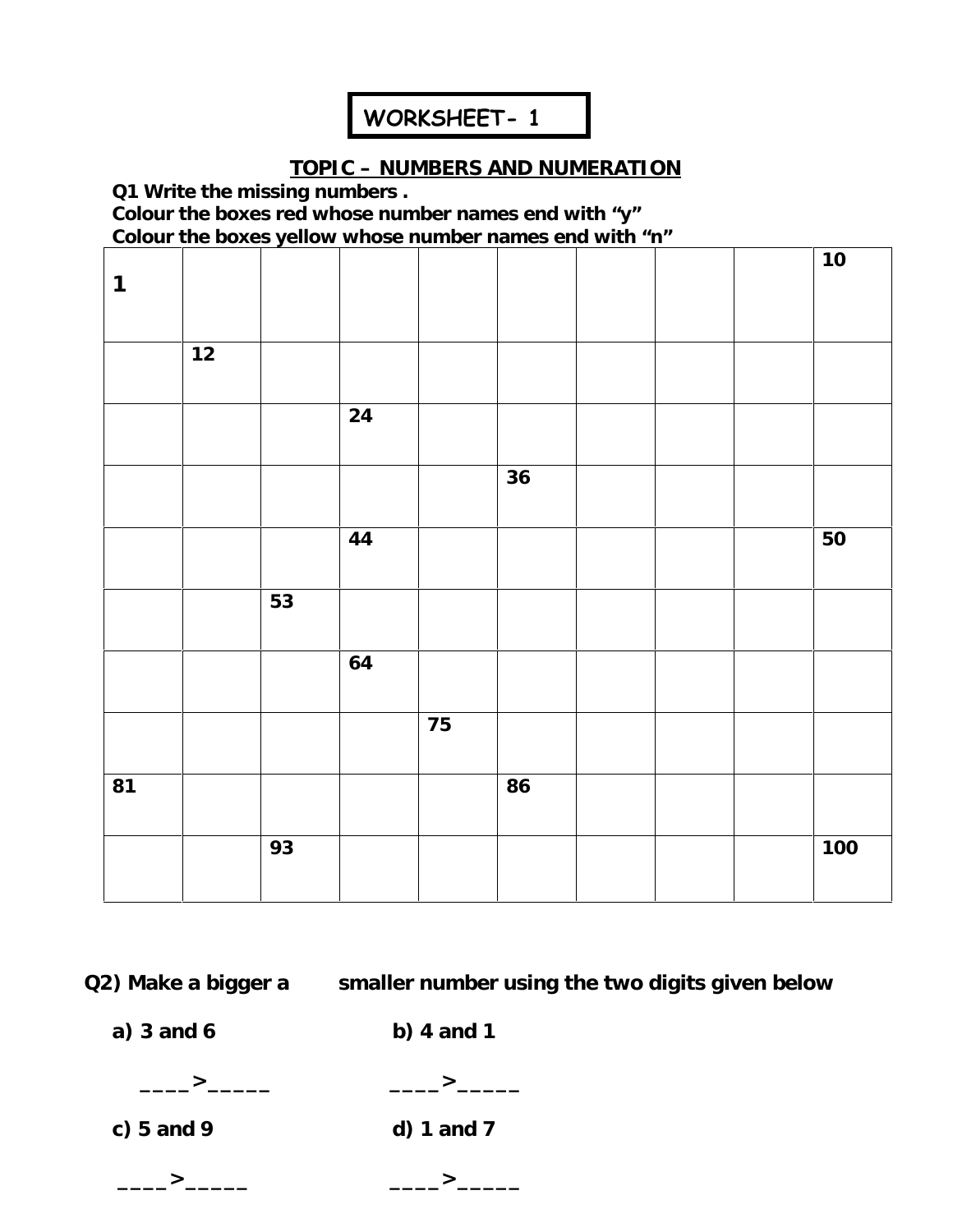**WORKSHEET- 1**

## TOPIC – NUMBERS AND NUMERATION

**Q1 Write the missing numbers .**
**Colour the boxes red whose number names end with "y"**
**Colour the boxes yellow whose number names end with "n"**

| 1 | | | | | | | | | 10 |
|---|---|---|---|---|---|---|---|---|---|
| | 12 | | | | | | | | |
| | | | 24 | | | | | | |
| | | | | | 36 | | | | |
| | | | 44 | | | | | | 50 |
| | | 53 | | | | | | | |
| | | | 64 | | | | | | |
| | | | | 75 | | | | | |
| 81 | | | | | 86 | | | | |
| | | 93 | | | | | | | 100 |

**Q2) Make a bigger a smaller number using the two digits given below**

**a) 3 and 6** **b) 4 and 1**

____>_____ ____>_____

**c) 5 and 9** **d) 1 and 7**

____>_____ ____>_____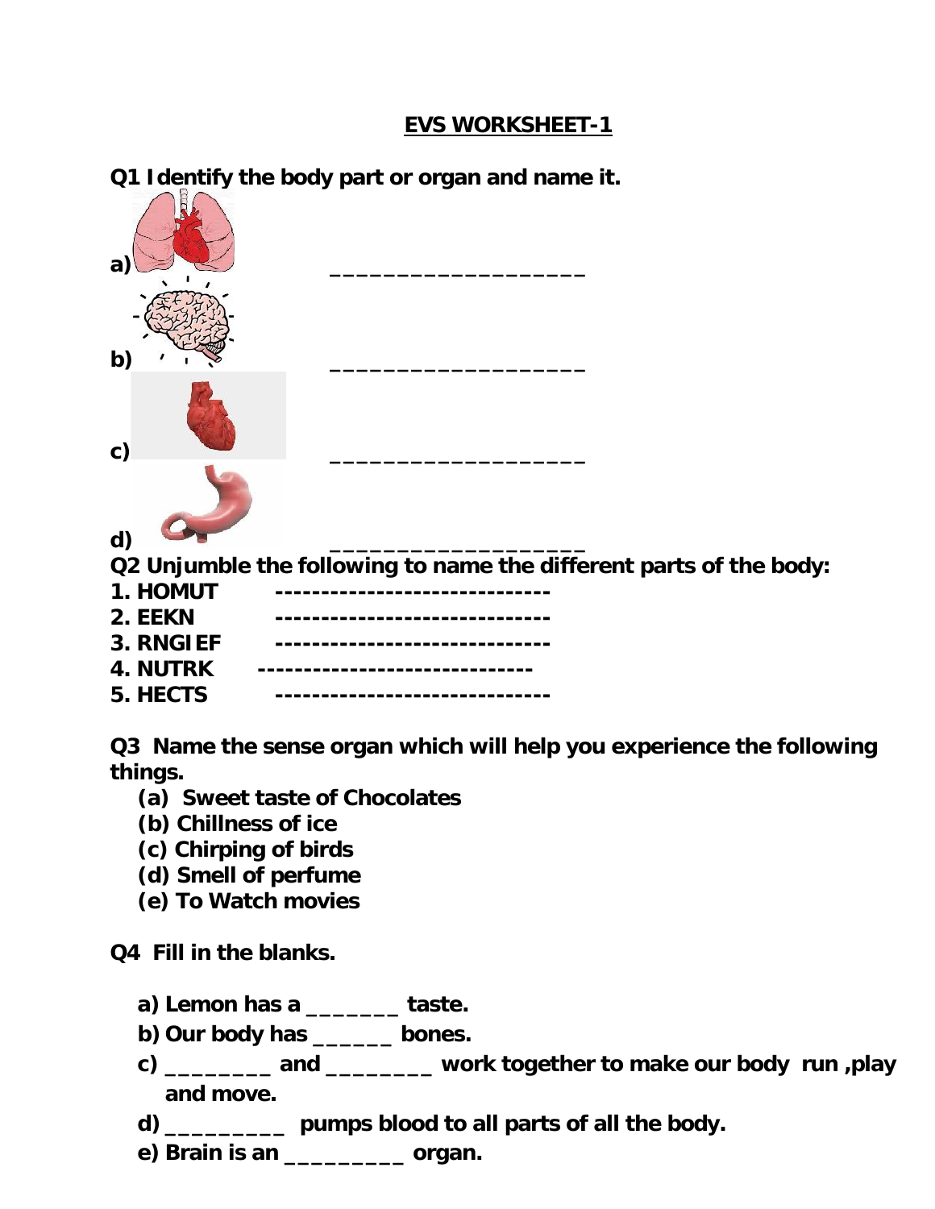# EVS WORKSHEET-1

**Q1 Identify the body part or organ and name it.**

**a)** ___________________

**b)** ___________________

**c)** ___________________

**d)** ___________________

**Q2 Unjumble the following to name the different parts of the body:**

**1. HOMUT** ------------------------------

**2. EEKN** ------------------------------

**3. RNGIEF** ------------------------------

**4. NUTRK** ------------------------------

**5. HECTS** ------------------------------

**Q3 Name the sense organ which will help you experience the following things.**

- **(a) Sweet taste of Chocolates**
- **(b) Chillness of ice**
- **(c) Chirping of birds**
- **(d) Smell of perfume**
- **(e) To Watch movies**

**Q4 Fill in the blanks.**

- **a) Lemon has a _______ taste.**
- **b) Our body has ______ bones.**
- **c) ________ and ________ work together to make our body run ,play and move.**
- **d) _________ pumps blood to all parts of all the body.**
- **e) Brain is an _________ organ.**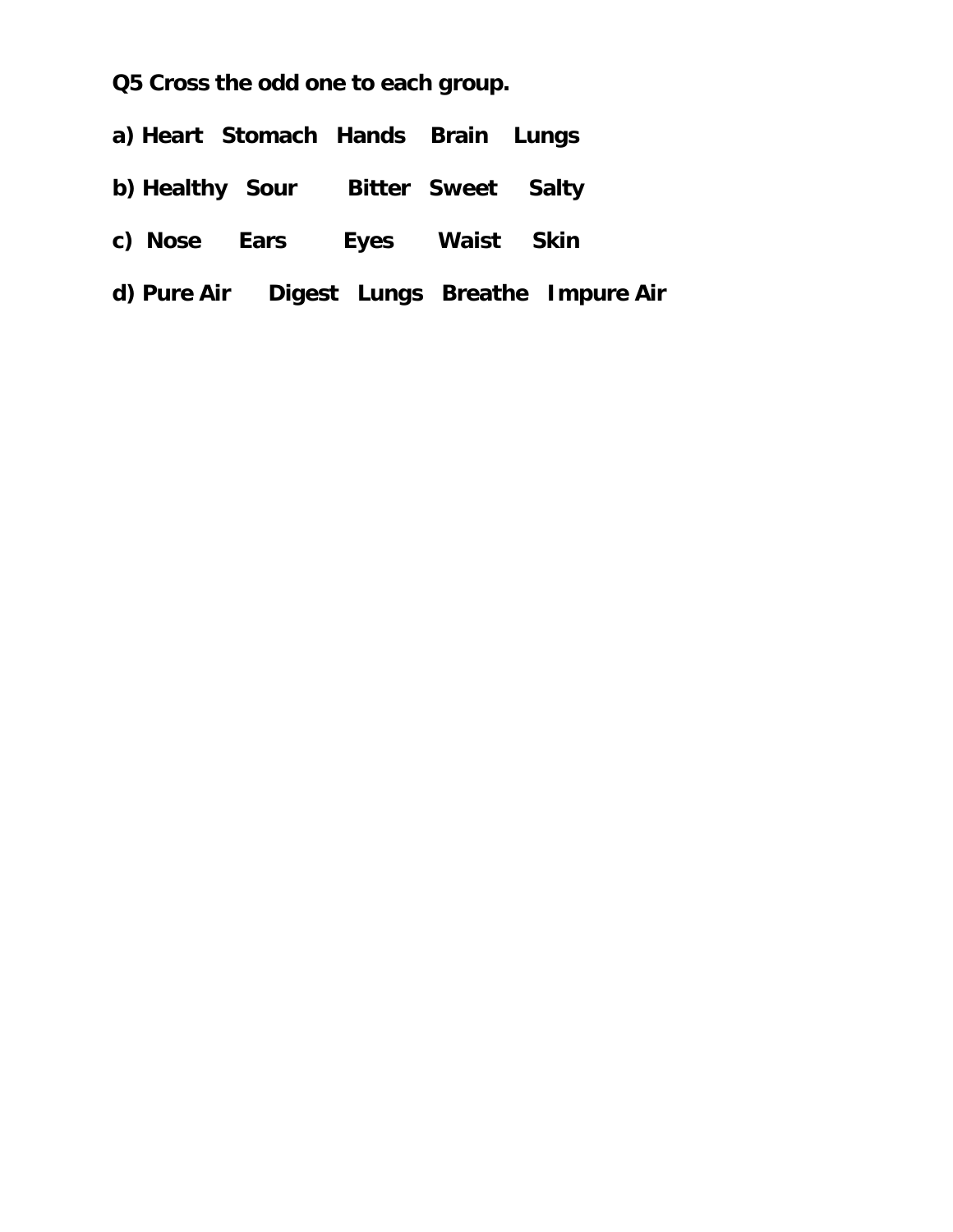**Q5 Cross the odd one to each group.**

**a) Heart Stomach Hands Brain Lungs**

**b) Healthy Sour Bitter Sweet Salty**

**c) Nose Ears Eyes Waist Skin**

**d) Pure Air Digest Lungs Breathe Impure Air**